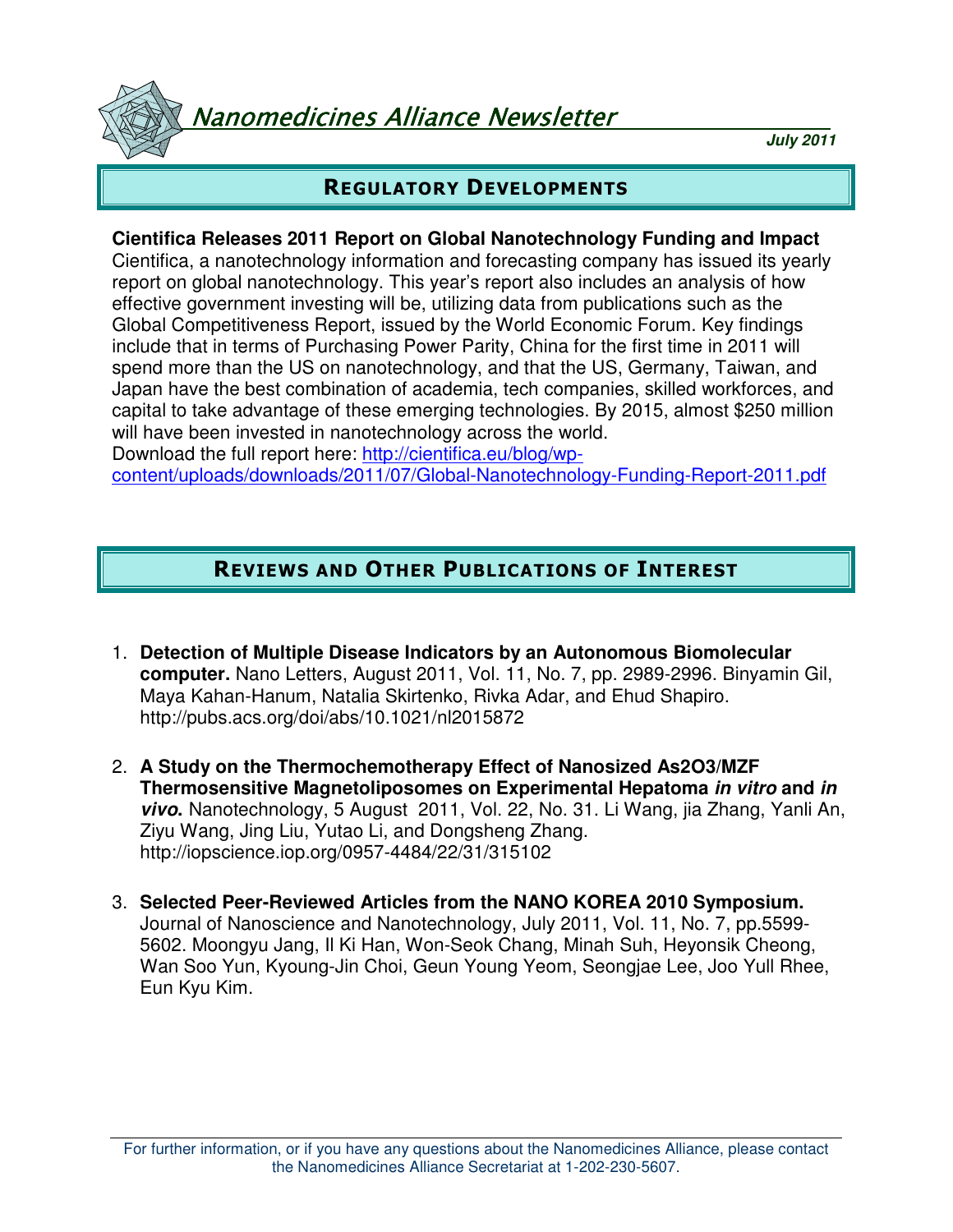# Nanomedicines Alliance Newsletter

**July 2011**

## REGULATORY DEVELOPMENTS

**Cientifica Releases 2011 Report on Global Nanotechnology Funding and Impact**
Cientifica, a nanotechnology information and forecasting company has issued its yearly report on global nanotechnology. This year's report also includes an analysis of how effective government investing will be, utilizing data from publications such as the Global Competitiveness Report, issued by the World Economic Forum. Key findings include that in terms of Purchasing Power Parity, China for the first time in 2011 will spend more than the US on nanotechnology, and that the US, Germany, Taiwan, and Japan have the best combination of academia, tech companies, skilled workforces, and capital to take advantage of these emerging technologies. By 2015, almost $250 million will have been invested in nanotechnology across the world.
Download the full report here: [http://cientifica.eu/blog/wp-content/uploads/downloads/2011/07/Global-Nanotechnology-Funding-Report-2011.pdf](http://cientifica.eu/blog/wp-content/uploads/downloads/2011/07/Global-Nanotechnology-Funding-Report-2011.pdf)

## REVIEWS AND OTHER PUBLICATIONS OF INTEREST

1. **Detection of Multiple Disease Indicators by an Autonomous Biomolecular computer.** Nano Letters, August 2011, Vol. 11, No. 7, pp. 2989-2996. Binyamin Gil, Maya Kahan-Hanum, Natalia Skirtenko, Rivka Adar, and Ehud Shapiro. http://pubs.acs.org/doi/abs/10.1021/nl2015872

2. **A Study on the Thermochemotherapy Effect of Nanosized $As_2O_3$/MZF Thermosensitive Magnetoliposomes on Experimental Hepatoma *in vitro* and *in vivo*.** Nanotechnology, 5 August 2011, Vol. 22, No. 31. Li Wang, jia Zhang, Yanli An, Ziyu Wang, Jing Liu, Yutao Li, and Dongsheng Zhang. http://iopscience.iop.org/0957-4484/22/31/315102

3. **Selected Peer-Reviewed Articles from the NANO KOREA 2010 Symposium.** Journal of Nanoscience and Nanotechnology, July 2011, Vol. 11, No. 7, pp.5599-5602. Moongyu Jang, Il Ki Han, Won-Seok Chang, Minah Suh, Heyonsik Cheong, Wan Soo Yun, Kyoung-Jin Choi, Geun Young Yeom, Seongjae Lee, Joo Yull Rhee, Eun Kyu Kim.

For further information, or if you have any questions about the Nanomedicines Alliance, please contact the Nanomedicines Alliance Secretariat at 1-202-230-5607.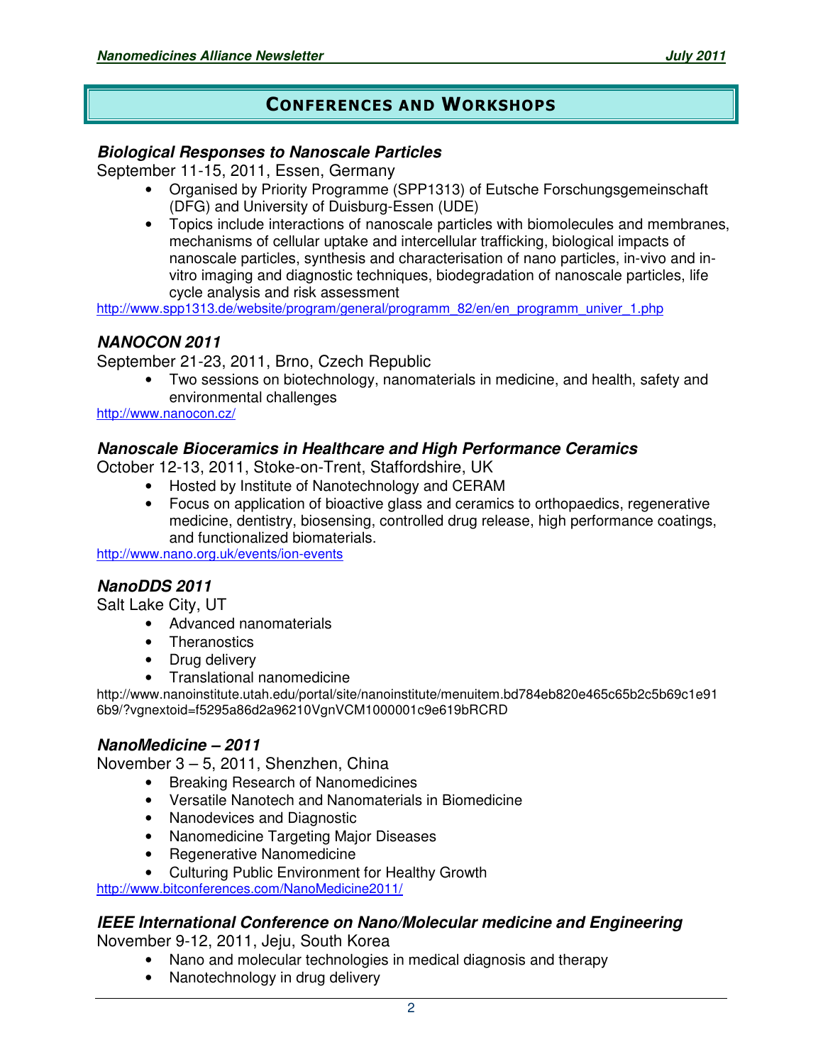## Conferences and Workshops

### *Biological Responses to Nanoscale Particles*

September 11-15, 2011, Essen, Germany

- Organised by Priority Programme (SPP1313) of Eutsche Forschungsgemeinschaft (DFG) and University of Duisburg-Essen (UDE)
- Topics include interactions of nanoscale particles with biomolecules and membranes, mechanisms of cellular uptake and intercellular trafficking, biological impacts of nanoscale particles, synthesis and characterisation of nano particles, in-vivo and in-vitro imaging and diagnostic techniques, biodegradation of nanoscale particles, life cycle analysis and risk assessment

http://www.spp1313.de/website/program/general/programm_82/en/en_programm_univer_1.php

### *NANOCON 2011*

September 21-23, 2011, Brno, Czech Republic

- Two sessions on biotechnology, nanomaterials in medicine, and health, safety and environmental challenges

http://www.nanocon.cz/

### *Nanoscale Bioceramics in Healthcare and High Performance Ceramics*

October 12-13, 2011, Stoke-on-Trent, Staffordshire, UK

- Hosted by Institute of Nanotechnology and CERAM
- Focus on application of bioactive glass and ceramics to orthopaedics, regenerative medicine, dentistry, biosensing, controlled drug release, high performance coatings, and functionalized biomaterials.

http://www.nano.org.uk/events/ion-events

### *NanoDDS 2011*

Salt Lake City, UT

- Advanced nanomaterials
- Theranostics
- Drug delivery
- Translational nanomedicine

http://www.nanoinstitute.utah.edu/portal/site/nanoinstitute/menuitem.bd784eb820e465c65b2c5b69c1e916b9/?vgnextoid=f5295a86d2a96210VgnVCM1000001c9e619bRCRD

### *NanoMedicine – 2011*

November 3 – 5, 2011, Shenzhen, China

- Breaking Research of Nanomedicines
- Versatile Nanotech and Nanomaterials in Biomedicine
- Nanodevices and Diagnostic
- Nanomedicine Targeting Major Diseases
- Regenerative Nanomedicine
- Culturing Public Environment for Healthy Growth

http://www.bitconferences.com/NanoMedicine2011/

### *IEEE International Conference on Nano/Molecular medicine and Engineering*

November 9-12, 2011, Jeju, South Korea

- Nano and molecular technologies in medical diagnosis and therapy
- Nanotechnology in drug delivery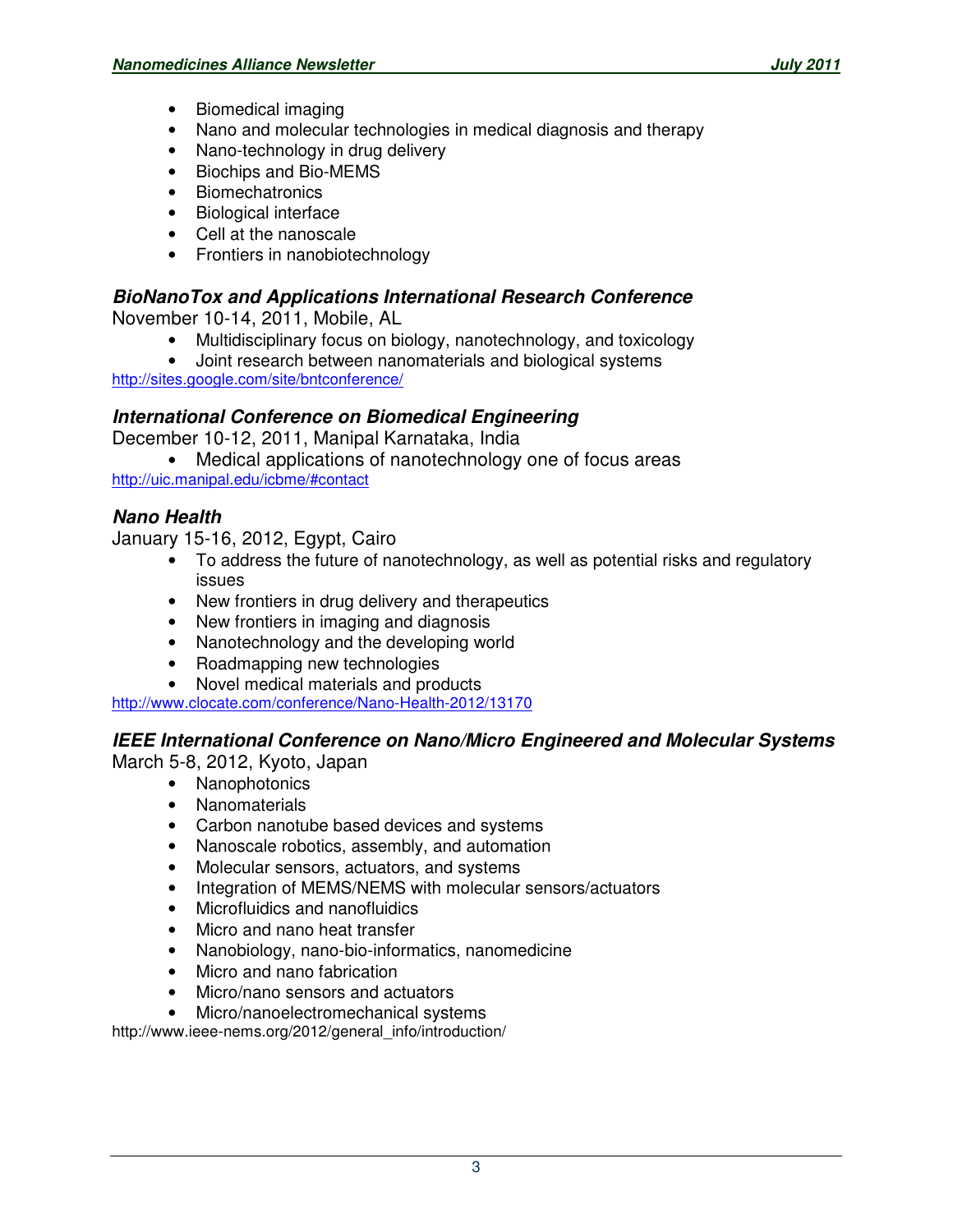- Biomedical imaging
- Nano and molecular technologies in medical diagnosis and therapy
- Nano-technology in drug delivery
- Biochips and Bio-MEMS
- Biomechatronics
- Biological interface
- Cell at the nanoscale
- Frontiers in nanobiotechnology

### ***BioNanoTox and Applications International Research Conference***

November 10-14, 2011, Mobile, AL

- Multidisciplinary focus on biology, nanotechnology, and toxicology
- Joint research between nanomaterials and biological systems

http://sites.google.com/site/bntconference/

### ***International Conference on Biomedical Engineering***

December 10-12, 2011, Manipal Karnataka, India

- Medical applications of nanotechnology one of focus areas

http://uic.manipal.edu/icbme/#contact

### ***Nano Health***

January 15-16, 2012, Egypt, Cairo

- To address the future of nanotechnology, as well as potential risks and regulatory issues
- New frontiers in drug delivery and therapeutics
- New frontiers in imaging and diagnosis
- Nanotechnology and the developing world
- Roadmapping new technologies
- Novel medical materials and products

http://www.clocate.com/conference/Nano-Health-2012/13170

### ***IEEE International Conference on Nano/Micro Engineered and Molecular Systems***

March 5-8, 2012, Kyoto, Japan

- Nanophotonics
- Nanomaterials
- Carbon nanotube based devices and systems
- Nanoscale robotics, assembly, and automation
- Molecular sensors, actuators, and systems
- Integration of MEMS/NEMS with molecular sensors/actuators
- Microfluidics and nanofluidics
- Micro and nano heat transfer
- Nanobiology, nano-bio-informatics, nanomedicine
- Micro and nano fabrication
- Micro/nano sensors and actuators
- Micro/nanoelectromechanical systems

http://www.ieee-nems.org/2012/general_info/introduction/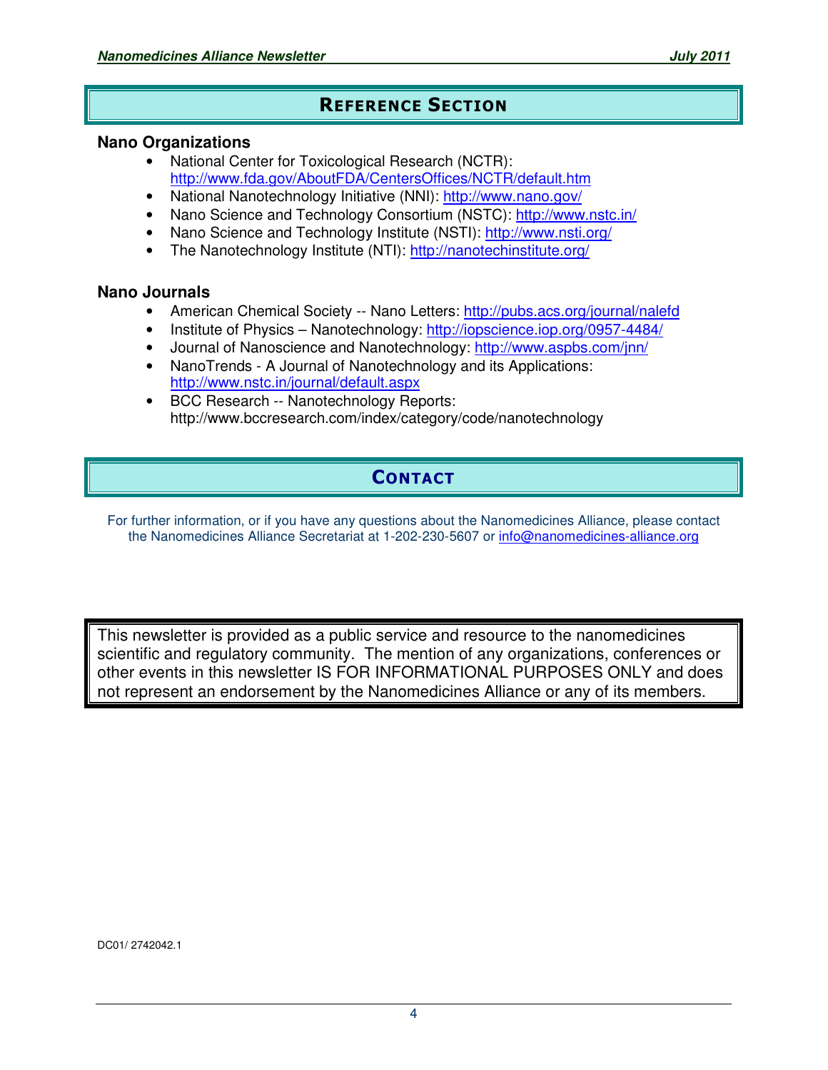## REFERENCE SECTION

### Nano Organizations

- National Center for Toxicological Research (NCTR): http://www.fda.gov/AboutFDA/CentersOffices/NCTR/default.htm
- National Nanotechnology Initiative (NNI): http://www.nano.gov/
- Nano Science and Technology Consortium (NSTC): http://www.nstc.in/
- Nano Science and Technology Institute (NSTI): http://www.nsti.org/
- The Nanotechnology Institute (NTI): http://nanotechinstitute.org/

### Nano Journals

- American Chemical Society -- Nano Letters: http://pubs.acs.org/journal/nalefd
- Institute of Physics – Nanotechnology: http://iopscience.iop.org/0957-4484/
- Journal of Nanoscience and Nanotechnology: http://www.aspbs.com/jnn/
- NanoTrends - A Journal of Nanotechnology and its Applications: http://www.nstc.in/journal/default.aspx
- BCC Research -- Nanotechnology Reports: http://www.bccresearch.com/index/category/code/nanotechnology

## CONTACT

For further information, or if you have any questions about the Nanomedicines Alliance, please contact the Nanomedicines Alliance Secretariat at 1-202-230-5607 or info@nanomedicines-alliance.org

This newsletter is provided as a public service and resource to the nanomedicines scientific and regulatory community. The mention of any organizations, conferences or other events in this newsletter IS FOR INFORMATIONAL PURPOSES ONLY and does not represent an endorsement by the Nanomedicines Alliance or any of its members.

DC01/ 2742042.1